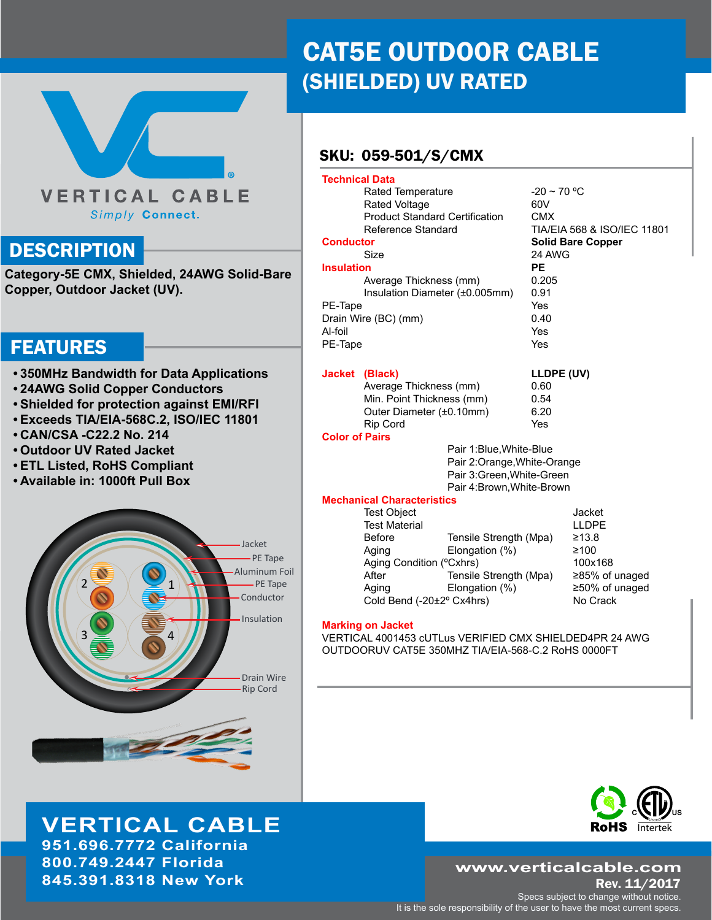# CAT5E OUTDOOR CABLE (SHIELDED) UV RATED

VERTICAL CABLE
*Simply* **Connect.**

## DESCRIPTION

**Category-5E CMX, Shielded, 24AWG Solid-Bare Copper, Outdoor Jacket (UV).**

## FEATURES

- **350MHz Bandwidth for Data Applications**
- **24AWG Solid Copper Conductors**
- **Shielded for protection against EMI/RFI**
- **Exceeds TIA/EIA-568C.2, ISO/IEC 11801**
- **CAN/CSA -C22.2 No. 214**
- **Outdoor UV Rated Jacket**
- **ETL Listed, RoHS Compliant**
- **Available in: 1000ft Pull Box**

Jacket
PE Tape
Aluminum Foil
PE Tape
Conductor
Insulation
Drain Wire
Rip Cord

## SKU: 059-501/S/CMX

| | |
|---|---|
| **Technical Data** | |
| Rated Temperature | -20 ~ 70 ºC |
| Rated Voltage | 60V |
| Product Standard Certification | CMX |
| Reference Standard | TIA/EIA 568 & ISO/IEC 11801 |
| **Conductor** | **Solid Bare Copper** |
| Size | 24 AWG |
| **Insulation** | **PE** |
| Average Thickness (mm) | 0.205 |
| Insulation Diameter (±0.005mm) | 0.91 |
| PE-Tape | Yes |
| Drain Wire (BC) (mm) | 0.40 |
| Al-foil | Yes |
| PE-Tape | Yes |
| **Jacket (Black)** | **LLDPE (UV)** |
| Average Thickness (mm) | 0.60 |
| Min. Point Thickness (mm) | 0.54 |
| Outer Diameter (±0.10mm) | 6.20 |
| Rip Cord | Yes |

**Color of Pairs**

Pair 1:Blue,White-Blue
Pair 2:Orange,White-Orange
Pair 3:Green,White-Green
Pair 4:Brown,White-Brown

**Mechanical Characteristics**

| | | |
|---|---|---|
| Test Object | | Jacket |
| Test Material | | LLDPE |
| Before | Tensile Strength (Mpa) | ≥13.8 |
| Aging | Elongation (%) | ≥100 |
| Aging Condition (ºCxhrs) | | 100x168 |
| After | Tensile Strength (Mpa) | ≥85% of unaged |
| Aging | Elongation (%) | ≥50% of unaged |
| Cold Bend (-20±2º Cx4hrs) | | No Crack |

**Marking on Jacket**

VERTICAL 4001453 cUTLus VERIFIED CMX SHIELDED4PR 24 AWG OUTDOORUV CAT5E 350MHZ TIA/EIA-568-C.2 RoHS 0000FT

RoHS
c ETL us Intertek

**VERTICAL CABLE**
**951.696.7772 California**
**800.749.2447 Florida**
**845.391.8318 New York**

**www.verticalcable.com**
**Rev. 11/2017**
Specs subject to change without notice.
It is the sole responsibility of the user to have the most current specs.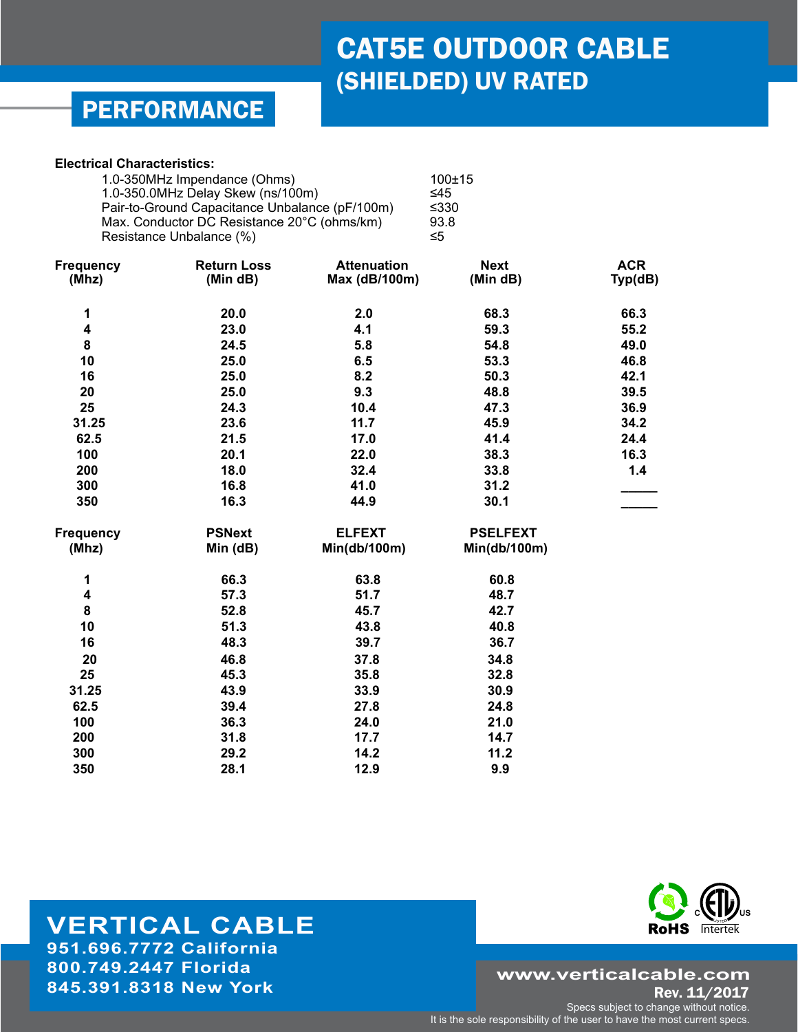# CAT5E OUTDOOR CABLE
## (SHIELDED) UV RATED

## PERFORMANCE

**Electrical Characteristics:**

| | |
|---|---|
| 1.0-350MHz Impendance (Ohms) | 100±15 |
| 1.0-350.0MHz Delay Skew (ns/100m) | ≤45 |
| Pair-to-Ground Capacitance Unbalance (pF/100m) | ≤330 |
| Max. Conductor DC Resistance 20°C (ohms/km) | 93.8 |
| Resistance Unbalance (%) | ≤5 |

| Frequency (Mhz) | Return Loss (Min dB) | Attenuation Max (dB/100m) | Next (Min dB) | ACR Typ(dB) |
|---|---|---|---|---|
| 1 | 20.0 | 2.0 | 68.3 | 66.3 |
| 4 | 23.0 | 4.1 | 59.3 | 55.2 |
| 8 | 24.5 | 5.8 | 54.8 | 49.0 |
| 10 | 25.0 | 6.5 | 53.3 | 46.8 |
| 16 | 25.0 | 8.2 | 50.3 | 42.1 |
| 20 | 25.0 | 9.3 | 48.8 | 39.5 |
| 25 | 24.3 | 10.4 | 47.3 | 36.9 |
| 31.25 | 23.6 | 11.7 | 45.9 | 34.2 |
| 62.5 | 21.5 | 17.0 | 41.4 | 24.4 |
| 100 | 20.1 | 22.0 | 38.3 | 16.3 |
| 200 | 18.0 | 32.4 | 33.8 | 1.4 |
| 300 | 16.8 | 41.0 | 31.2 | _____ |
| 350 | 16.3 | 44.9 | 30.1 | _____ |

| Frequency (Mhz) | PSNext Min (dB) | ELFEXT Min(db/100m) | PSELFEXT Min(db/100m) |
|---|---|---|---|
| 1 | 66.3 | 63.8 | 60.8 |
| 4 | 57.3 | 51.7 | 48.7 |
| 8 | 52.8 | 45.7 | 42.7 |
| 10 | 51.3 | 43.8 | 40.8 |
| 16 | 48.3 | 39.7 | 36.7 |
| 20 | 46.8 | 37.8 | 34.8 |
| 25 | 45.3 | 35.8 | 32.8 |
| 31.25 | 43.9 | 33.9 | 30.9 |
| 62.5 | 39.4 | 27.8 | 24.8 |
| 100 | 36.3 | 24.0 | 21.0 |
| 200 | 31.8 | 17.7 | 14.7 |
| 300 | 29.2 | 14.2 | 11.2 |
| 350 | 28.1 | 12.9 | 9.9 |

RoHS  c ETL us Intertek

**VERTICAL CABLE**
**951.696.7772 California**
**800.749.2447 Florida**
**845.391.8318 New York**

**www.verticalcable.com**
**Rev. 11/2017**
Specs subject to change without notice.
It is the sole responsibility of the user to have the most current specs.